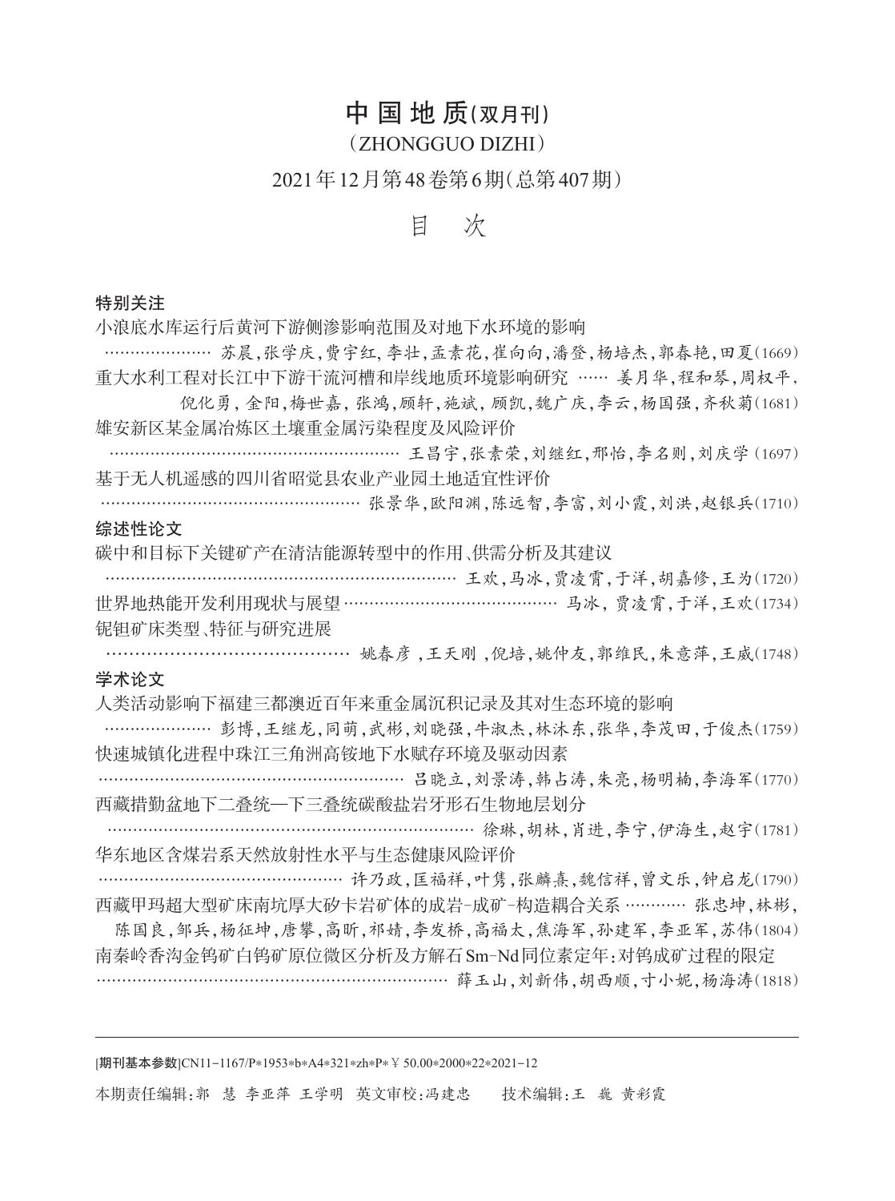# 中 国 地 质(双月刊)

(ZHONGGUO DIZHI)

2021年12月第48卷第6期(总第407期)

## 目　次

### 特别关注

小浪底水库运行后黄河下游侧渗影响范围及对地下水环境的影响
…………………… 苏晨,张学庆,费宇红,李壮,孟素花,崔向向,潘登,杨培杰,郭春艳,田夏(1669)

重大水利工程对长江中下游干流河槽和岸线地质环境影响研究 …… 姜月华,程和琴,周权平,倪化勇,金阳,梅世嘉,张鸿,顾轩,施斌,顾凯,魏广庆,李云,杨国强,齐秋菊(1681)

雄安新区某金属冶炼区土壤重金属污染程度及风险评价
……………………………………………………… 王昌宇,张素荣,刘继红,邢怡,李名则,刘庆学(1697)

基于无人机遥感的四川省昭觉县农业产业园土地适宜性评价
…………………………………………… 张景华,欧阳渊,陈远智,李富,刘小霞,刘洪,赵银兵(1710)

### 综述性论文

碳中和目标下关键矿产在清洁能源转型中的作用、供需分析及其建议
…………………………………………………………… 王欢,马冰,贾凌霄,于洋,胡嘉修,王为(1720)

世界地热能开发利用现状与展望 …………………………………… 马冰,贾凌霄,于洋,王欢(1734)

铌钽矿床类型、特征与研究进展
……………………………………… 姚春彦,王天刚,倪培,姚仲友,郭维民,朱意萍,王威(1748)

### 学术论文

人类活动影响下福建三都澳近百年来重金属沉积记录及其对生态环境的影响
…………………… 彭博,王继龙,同萌,武彬,刘晓强,牛淑杰,林沐东,张华,李茂田,于俊杰(1759)

快速城镇化进程中珠江三角洲高铵地下水赋存环境及驱动因素
…………………………………………………… 吕晓立,刘景涛,韩占涛,朱亮,杨明楠,李海军(1770)

西藏措勤盆地下二叠统—下三叠统碳酸盐岩牙形石生物地层划分
……………………………………………………………… 徐琳,胡林,肖进,李宁,伊海生,赵宇(1781)

华东地区含煤岩系天然放射性水平与生态健康风险评价
……………………………………… 许乃政,匡福祥,叶隽,张麟熹,魏信祥,曾文乐,钟启龙(1790)

西藏甲玛超大型矿床南坑厚大矽卡岩矿体的成岩-成矿-构造耦合关系 ………… 张忠坤,林彬,陈国良,邹兵,杨征坤,唐攀,高昕,祁婧,李发桥,高福太,焦海军,孙建军,李亚军,苏伟(1804)

南秦岭香沟金钨矿白钨矿原位微区分析及方解石Sm-Nd同位素定年:对钨成矿过程的限定
…………………………………………………………… 薛玉山,刘新伟,胡西顺,寸小妮,杨海涛(1818)

---

[期刊基本参数]CN11-1167/P*1953*b*A4*321*zh*P*￥50.00*2000*22*2021-12

本期责任编辑:郭　慧　李亚萍　王学明　英文审校:冯建忠　　技术编辑:王　巍　黄彩霞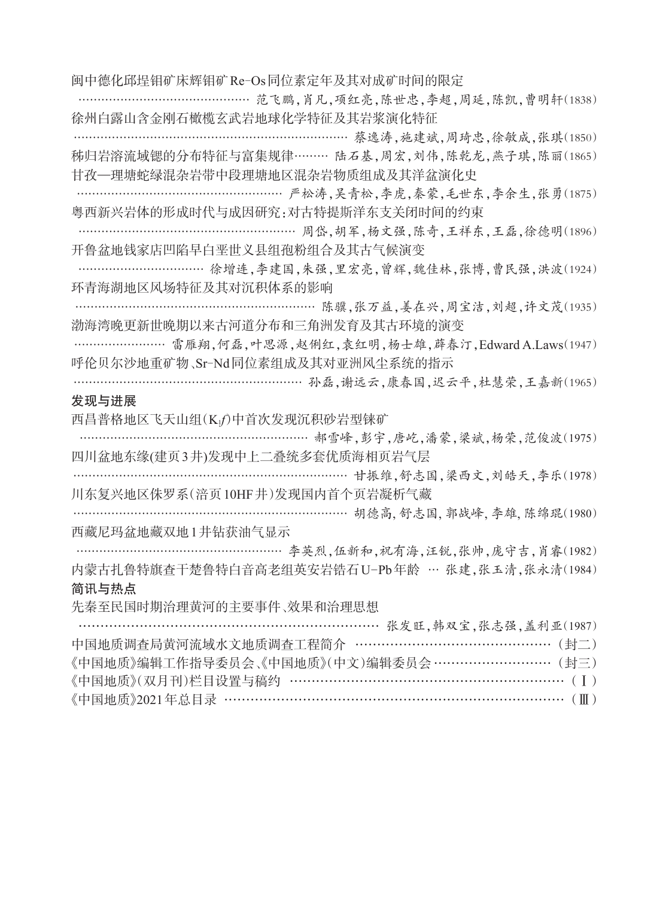闽中德化邱埕钼矿床辉钼矿Re-Os同位素定年及其对成矿时间的限定
……………………………………… 范飞鹏,肖凡,项红亮,陈世忠,李超,周延,陈凯,曹明轩(1838)

徐州白露山含金刚石橄榄玄武岩地球化学特征及其岩浆演化特征
……………………………………………………………………… 蔡逸涛,施建斌,周琦忠,徐敏成,张琪(1850)

秭归岩溶流域锶的分布特征与富集规律……… 陆石基,周宏,刘伟,陈乾龙,燕子琪,陈丽(1865)

甘孜—理塘蛇绿混杂岩带中段理塘地区混杂岩物质组成及其洋盆演化史
…………………………………………………… 严松涛,吴青松,李虎,秦蒙,毛世东,李余生,张勇(1875)

粤西新兴岩体的形成时代与成因研究:对古特提斯洋东支闭时间的约束
……………………………………………………… 周岱,胡军,杨文强,陈奇,王祥东,王磊,徐德明(1896)

开鲁盆地钱家店凹陷早白垩世义县组孢粉组合及其古气候演变
……………………………… 徐增连,李建国,朱强,里宏亮,曾辉,魏佳林,张博,曹民强,洪波(1924)

环青海湖地区风场特征及其对沉积体系的影响
…………………………………………………………… 陈骥,张万益,姜在兴,周宝洁,刘超,许文茂(1935)

渤海湾晚更新世晚期以来古河道分布和三角洲发育及其古环境的演变
…………………… 雷雁翔,何磊,叶思源,赵俐红,袁红明,杨士雄,薛春汀,Edward A.Laws(1947)

呼伦贝尔沙地重矿物、Sr-Nd同位素组成及其对亚洲风尘系统的指示
………………………………………………………… 孙磊,谢远云,康春国,迟云平,杜慧荣,王嘉新(1965)

**发现与进展**

西昌普格地区飞天山组($K_1f$)中首次发现沉积砂岩型铼矿
……………………………………………………… 郝雪峰,彭宇,唐屹,潘蒙,梁斌,杨荣,范俊波(1975)

四川盆地东缘(建页3井)发现中上二叠统多套优质海相页岩气层
…………………………………………………………………… 甘振维,舒志国,梁西文,刘皓天,李乐(1978)

川东复兴地区侏罗系(涪页10HF井)发现国内首个页岩凝析气藏
…………………………………………………………………… 胡德高,舒志国,郭战峰,李雄,陈绵琨(1980)

西藏尼玛盆地藏双地1井钻获油气显示
…………………………………………………… 李英烈,伍新和,祝有海,汪锐,张帅,庞守吉,肖睿(1982)

内蒙古扎鲁特旗查干楚鲁特白音高老组英安岩锆石U-Pb年龄 … 张建,张玉清,张永清(1984)

**简讯与热点**

先秦至民国时期治理黄河的主要事件、效果和治理思想
………………………………………………………………… 张发旺,韩双宝,张志强,盖利亚(1987)

中国地质调查局黄河流域水文地质调查工程简介 ………………………………………(封二)

《中国地质》编辑工作指导委员会、《中国地质》(中文)编辑委员会 ………………………(封三)

《中国地质》(双月刊)栏目设置与稿约 ……………………………………………………(Ⅰ)

《中国地质》2021年总目录 ……………………………………………………………………(Ⅲ)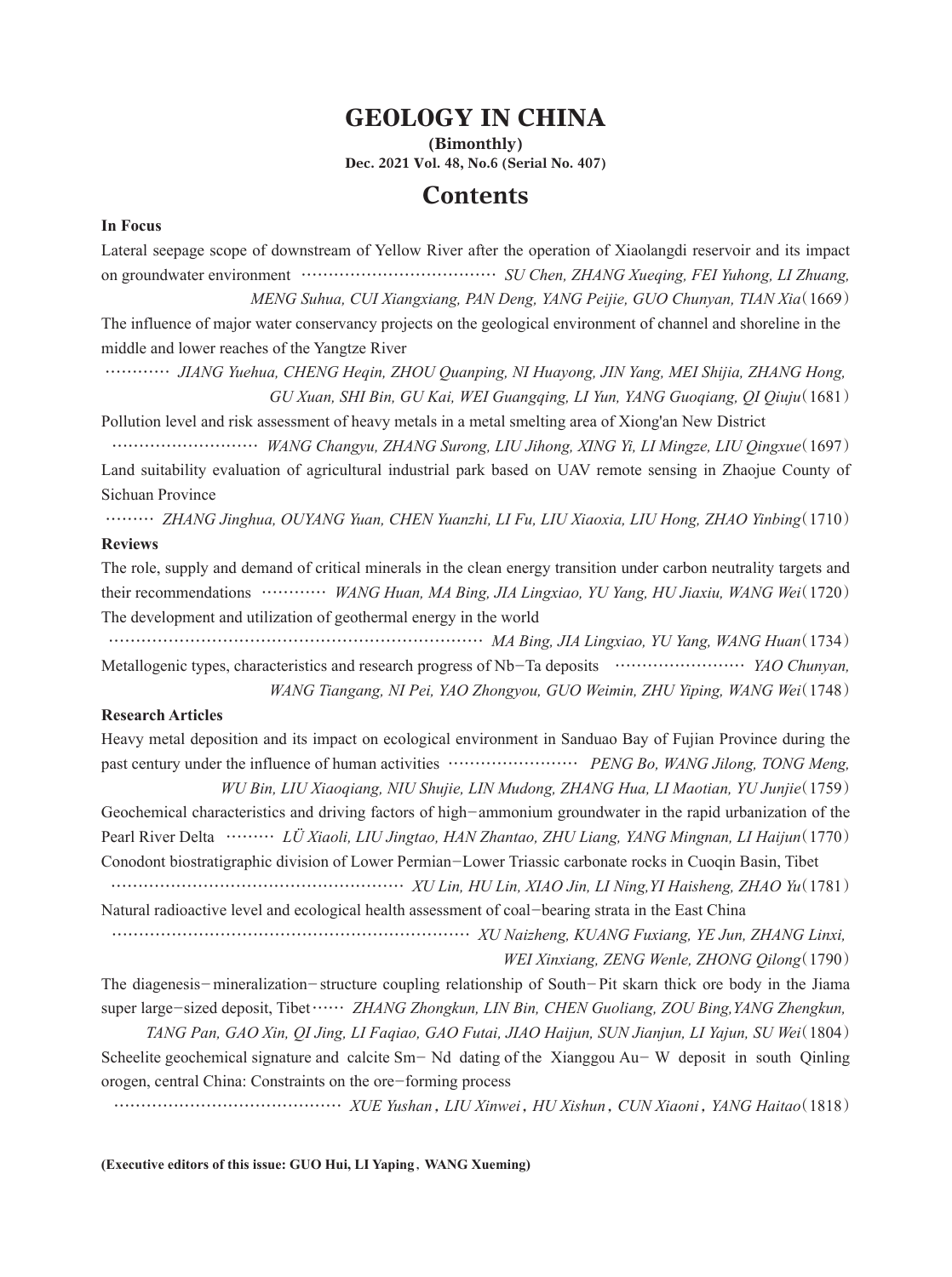# GEOLOGY IN CHINA

**(Bimonthly)**

**Dec. 2021 Vol. 48, No.6 (Serial No. 407)**

## Contents

**In Focus**

Lateral seepage scope of downstream of Yellow River after the operation of Xiaolangdi reservoir and its impact on groundwater environment ………………………………… *SU Chen, ZHANG Xueqing, FEI Yuhong, LI Zhuang, MENG Suhua, CUI Xiangxiang, PAN Deng, YANG Peijie, GUO Chunyan, TIAN Xia*（1669）

The influence of major water conservancy projects on the geological environment of channel and shoreline in the middle and lower reaches of the Yangtze River

………… *JIANG Yuehua, CHENG Heqin, ZHOU Quanping, NI Huayong, JIN Yang, MEI Shijia, ZHANG Hong, GU Xuan, SHI Bin, GU Kai, WEI Guangqing, LI Yun, YANG Guoqiang, QI Qiuju*（1681）

Pollution level and risk assessment of heavy metals in a metal smelting area of Xiong'an New District

………………………… *WANG Changyu, ZHANG Surong, LIU Jihong, XING Yi, LI Mingze, LIU Qingxue*（1697）

Land suitability evaluation of agricultural industrial park based on UAV remote sensing in Zhaojue County of Sichuan Province

……… *ZHANG Jinghua, OUYANG Yuan, CHEN Yuanzhi, LI Fu, LIU Xiaoxia, LIU Hong, ZHAO Yinbing*（1710）

**Reviews**

The role, supply and demand of critical minerals in the clean energy transition under carbon neutrality targets and their recommendations ………… *WANG Huan, MA Bing, JIA Lingxiao, YU Yang, HU Jiaxiu, WANG Wei*（1720）

The development and utilization of geothermal energy in the world

……………………………………………………………… *MA Bing, JIA Lingxiao, YU Yang, WANG Huan*（1734）

Metallogenic types, characteristics and research progress of Nb−Ta deposits …………………… *YAO Chunyan, WANG Tiangang, NI Pei, YAO Zhongyou, GUO Weimin, ZHU Yiping, WANG Wei*（1748）

**Research Articles**

Heavy metal deposition and its impact on ecological environment in Sanduao Bay of Fujian Province during the past century under the influence of human activities …………………… *PENG Bo, WANG Jilong, TONG Meng, WU Bin, LIU Xiaoqiang, NIU Shujie, LIN Mudong, ZHANG Hua, LI Maotian, YU Junjie*（1759）

Geochemical characteristics and driving factors of high−ammonium groundwater in the rapid urbanization of the Pearl River Delta ……… *LÜ Xiaoli, LIU Jingtao, HAN Zhantao, ZHU Liang, YANG Mingnan, LI Haijun*（1770）

Conodont biostratigraphic division of Lower Permian−Lower Triassic carbonate rocks in Cuoqin Basin, Tibet

………………………………………………… *XU Lin, HU Lin, XIAO Jin, LI Ning, YI Haisheng, ZHAO Yu*（1781）

Natural radioactive level and ecological health assessment of coal−bearing strata in the East China

…………………………………………………………… *XU Naizheng, KUANG Fuxiang, YE Jun, ZHANG Linxi, WEI Xinxiang, ZENG Wenle, ZHONG Qilong*（1790）

The diagenesis−mineralization−structure coupling relationship of South−Pit skarn thick ore body in the Jiama super large−sized deposit, Tibet…… *ZHANG Zhongkun, LIN Bin, CHEN Guoliang, ZOU Bing, YANG Zhengkun, TANG Pan, GAO Xin, QI Jing, LI Faqiao, GAO Futai, JIAO Haijun, SUN Jianjun, LI Yajun, SU Wei*（1804）

Scheelite geochemical signature and calcite Sm− Nd dating of the Xianggou Au− W deposit in south Qinling orogen, central China: Constraints on the ore−forming process

…………………………………… *XUE Yushan, LIU Xinwei, HU Xishun, CUN Xiaoni, YANG Haitao*（1818）

**(Executive editors of this issue: GUO Hui, LI Yaping, WANG Xueming)**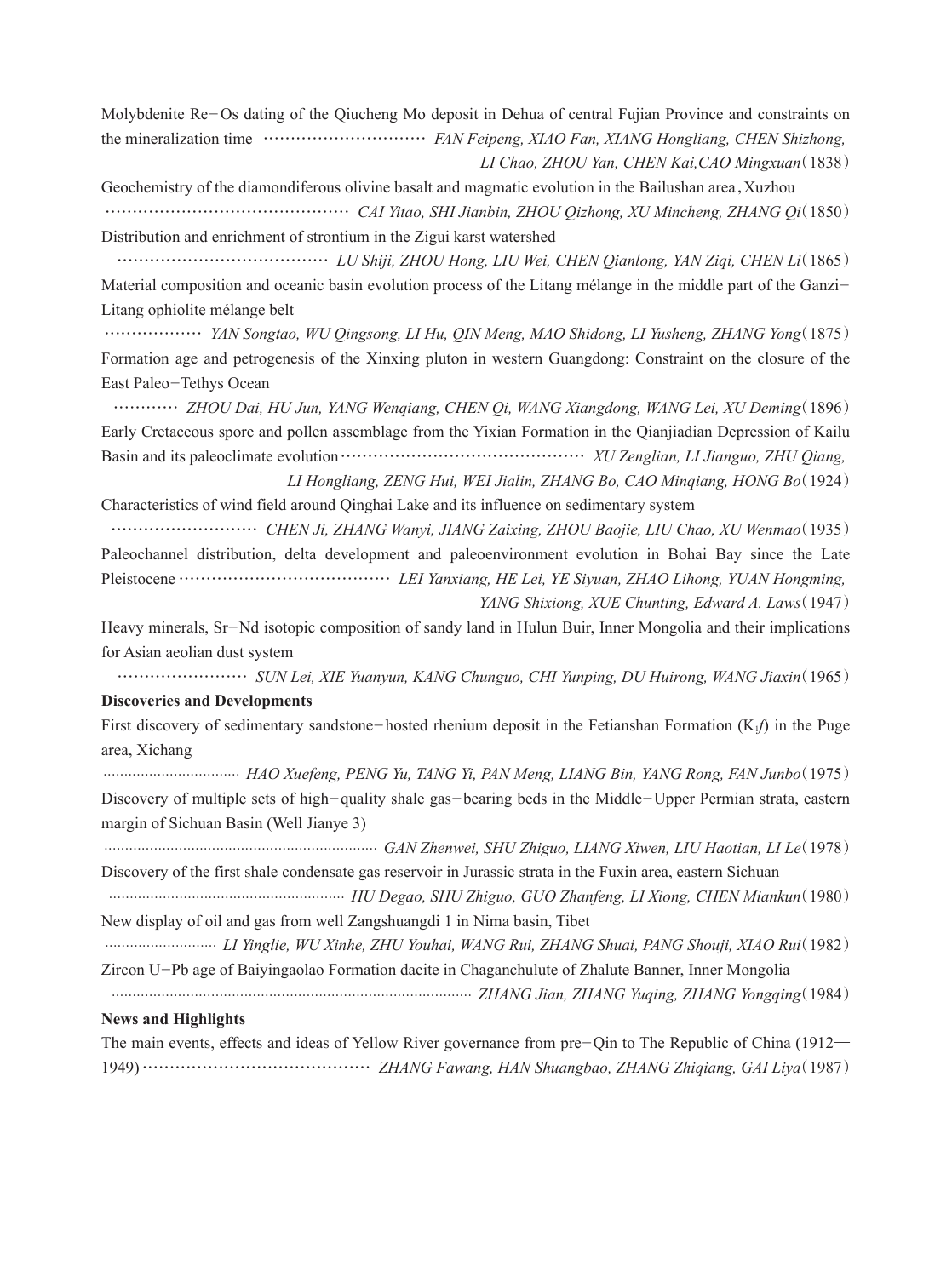Molybdenite Re−Os dating of the Qiucheng Mo deposit in Dehua of central Fujian Province and constraints on the mineralization time ………………………… *FAN Feipeng, XIAO Fan, XIANG Hongliang, CHEN Shizhong, LI Chao, ZHOU Yan, CHEN Kai,CAO Mingxuan*（1838）

Geochemistry of the diamondiferous olivine basalt and magmatic evolution in the Bailushan area，Xuzhou ……………………………………… *CAI Yitao, SHI Jianbin, ZHOU Qizhong, XU Mincheng, ZHANG Qi*（1850）

Distribution and enrichment of strontium in the Zigui karst watershed ………………………………… *LU Shiji, ZHOU Hong, LIU Wei, CHEN Qianlong, YAN Ziqi, CHEN Li*（1865）

Material composition and oceanic basin evolution process of the Litang mélange in the middle part of the Ganzi−Litang ophiolite mélange belt ……………… *YAN Songtao, WU Qingsong, LI Hu, QIN Meng, MAO Shidong, LI Yusheng, ZHANG Yong*（1875）

Formation age and petrogenesis of the Xinxing pluton in western Guangdong: Constraint on the closure of the East Paleo−Tethys Ocean ………… *ZHOU Dai, HU Jun, YANG Wenqiang, CHEN Qi, WANG Xiangdong, WANG Lei, XU Deming*（1896）

Early Cretaceous spore and pollen assemblage from the Yixian Formation in the Qianjiadian Depression of Kailu Basin and its paleoclimate evolution……………………………………… *XU Zenglian, LI Jianguo, ZHU Qiang, LI Hongliang, ZENG Hui, WEI Jialin, ZHANG Bo, CAO Minqiang, HONG Bo*（1924）

Characteristics of wind field around Qinghai Lake and its influence on sedimentary system ……………………… *CHEN Ji, ZHANG Wanyi, JIANG Zaixing, ZHOU Baojie, LIU Chao, XU Wenmao*（1935）

Paleochannel distribution, delta development and paleoenvironment evolution in Bohai Bay since the Late Pleistocene ………………………………… *LEI Yanxiang, HE Lei, YE Siyuan, ZHAO Lihong, YUAN Hongming, YANG Shixiong, XUE Chunting, Edward A. Laws*（1947）

Heavy minerals, Sr−Nd isotopic composition of sandy land in Hulun Buir, Inner Mongolia and their implications for Asian aeolian dust system …………………… *SUN Lei, XIE Yuanyun, KANG Chunguo, CHI Yunping, DU Huirong, WANG Jiaxin*（1965）

**Discoveries and Developments**

First discovery of sedimentary sandstone−hosted rhenium deposit in the Fetianshan Formation ($K_1f$) in the Puge area, Xichang ……………………………… *HAO Xuefeng, PENG Yu, TANG Yi, PAN Meng, LIANG Bin, YANG Rong, FAN Junbo*（1975）

Discovery of multiple sets of high−quality shale gas−bearing beds in the Middle−Upper Permian strata, eastern margin of Sichuan Basin (Well Jianye 3) ……………………………………………………………… *GAN Zhenwei, SHU Zhiguo, LIANG Xiwen, LIU Haotian, LI Le*（1978）

Discovery of the first shale condensate gas reservoir in Jurassic strata in the Fuxin area, eastern Sichuan ……………………………………………………… *HU Degao, SHU Zhiguo, GUO Zhanfeng, LI Xiong, CHEN Miankun*（1980）

New display of oil and gas from well Zangshuangdi 1 in Nima basin, Tibet ……………………… *LI Yinglie, WU Xinhe, ZHU Youhai, WANG Rui, ZHANG Shuai, PANG Shouji, XIAO Rui*（1982）

Zircon U−Pb age of Baiyingaolao Formation dacite in Chaganchulute of Zhalute Banner, Inner Mongolia …………………………………………………………………………… *ZHANG Jian, ZHANG Yuqing, ZHANG Yongqing*（1984）

**News and Highlights**

The main events, effects and ideas of Yellow River governance from pre−Qin to The Republic of China (1912—1949)…………………………………… *ZHANG Fawang, HAN Shuangbao, ZHANG Zhiqiang, GAI Liya*（1987）